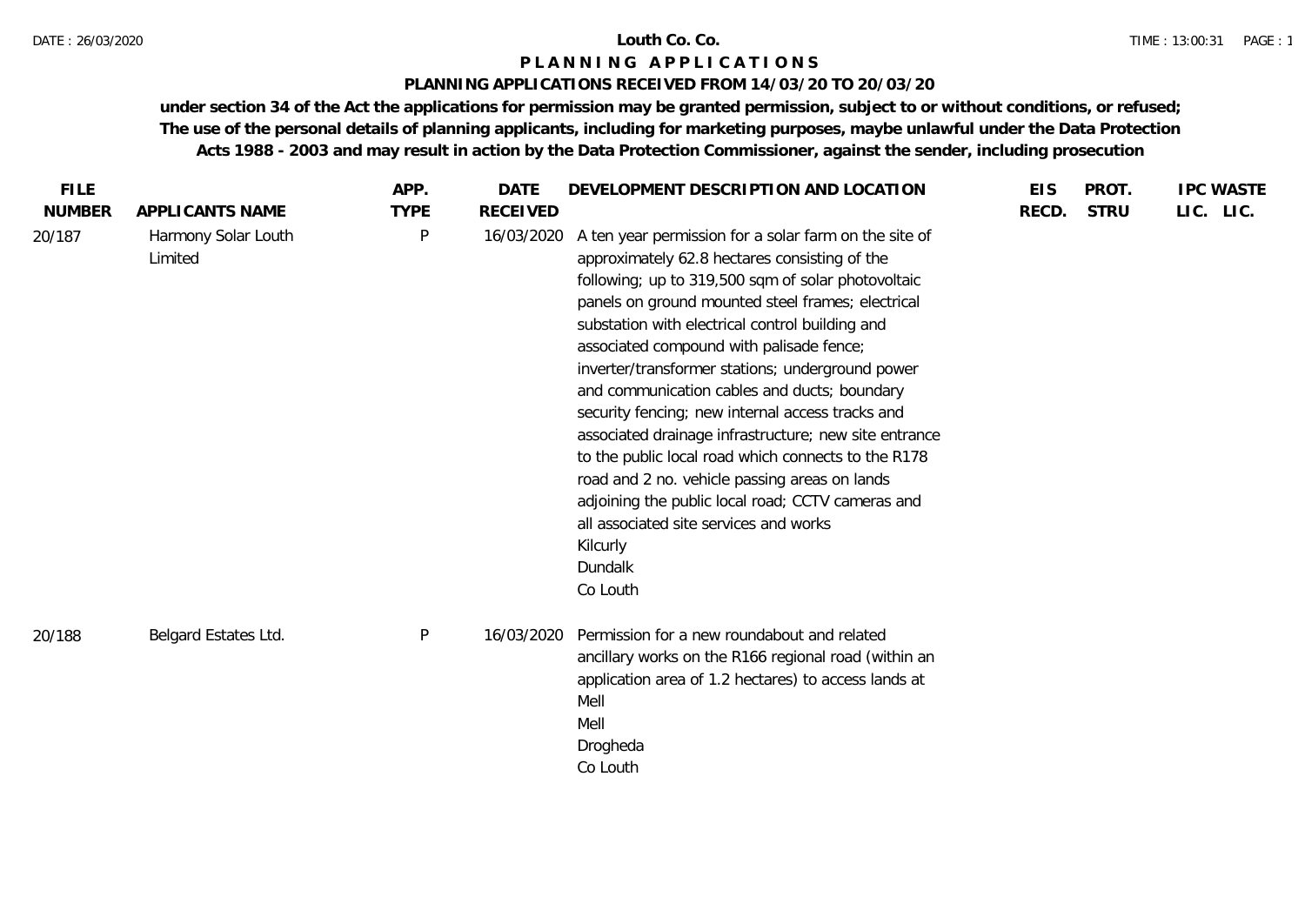# Louth Co. Co.

## P L A N N I N G   A P P L I C A T I O N S

### PLANNING APPLICATIONS RECEIVED FROM 14/03/20 TO 20/03/20

**under section 34 of the Act the applications for permission may be granted permission, subject to or without conditions, or refused; The use of the personal details of planning applicants, including for marketing purposes, maybe unlawful under the Data Protection Acts 1988 - 2003 and may result in action by the Data Protection Commissioner, against the sender, including prosecution**

| FILE NUMBER | APPLICANTS NAME | APP. TYPE | DATE RECEIVED | DEVELOPMENT DESCRIPTION AND LOCATION | EIS RECD. | PROT. STRU | IPC LIC. | WASTE LIC. |
|---|---|---|---|---|---|---|---|---|
| 20/187 | Harmony Solar Louth Limited | P | 16/03/2020 | A ten year permission for a solar farm on the site of approximately 62.8 hectares consisting of the following; up to 319,500 sqm of solar photovoltaic panels on ground mounted steel frames; electrical substation with electrical control building and associated compound with palisade fence; inverter/transformer stations; underground power and communication cables and ducts; boundary security fencing; new internal access tracks and associated drainage infrastructure; new site entrance to the public local road which connects to the R178 road and 2 no. vehicle passing areas on lands adjoining the public local road; CCTV cameras and all associated site services and works<br>Kilcurly<br>Dundalk<br>Co Louth | | | | |
| 20/188 | Belgard Estates Ltd. | P | 16/03/2020 | Permission for a new roundabout and related ancillary works on the R166 regional road (within an application area of 1.2 hectares) to access lands at Mell<br>Mell<br>Drogheda<br>Co Louth | | | | |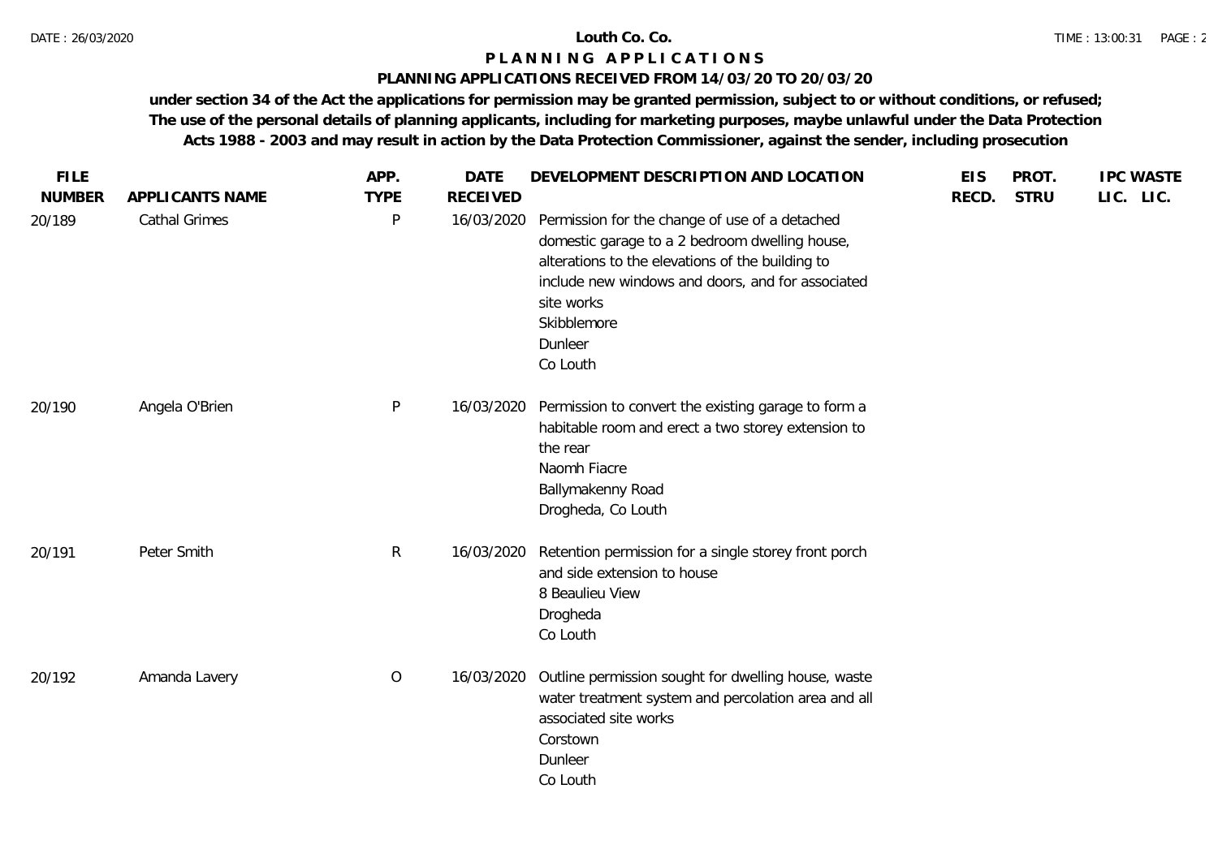**Louth Co. Co.**

**P L A N N I N G   A P P L I C A T I O N S**

**PLANNING APPLICATIONS RECEIVED FROM 14/03/20 TO 20/03/20**

**under section 34 of the Act the applications for permission may be granted permission, subject to or without conditions, or refused; The use of the personal details of planning applicants, including for marketing purposes, maybe unlawful under the Data Protection Acts 1988 - 2003 and may result in action by the Data Protection Commissioner, against the sender, including prosecution**

| FILE NUMBER | APPLICANTS NAME | APP. TYPE | DATE RECEIVED | DEVELOPMENT DESCRIPTION AND LOCATION | EIS RECD. | PROT. STRU | IPC LIC. | WASTE LIC. |
|---|---|---|---|---|---|---|---|---|
| 20/189 | Cathal Grimes | P | 16/03/2020 | Permission for the change of use of a detached domestic garage to a 2 bedroom dwelling house, alterations to the elevations of the building to include new windows and doors, and for associated site works<br>Skibblemore<br>Dunleer<br>Co Louth | | | | |
| 20/190 | Angela O'Brien | P | 16/03/2020 | Permission to convert the existing garage to form a habitable room and erect a two storey extension to the rear<br>Naomh Fiacre<br>Ballymakenny Road<br>Drogheda, Co Louth | | | | |
| 20/191 | Peter Smith | R | 16/03/2020 | Retention permission for a single storey front porch and side extension to house<br>8 Beaulieu View<br>Drogheda<br>Co Louth | | | | |
| 20/192 | Amanda Lavery | O | 16/03/2020 | Outline permission sought for dwelling house, waste water treatment system and percolation area and all associated site works<br>Corstown<br>Dunleer<br>Co Louth | | | | |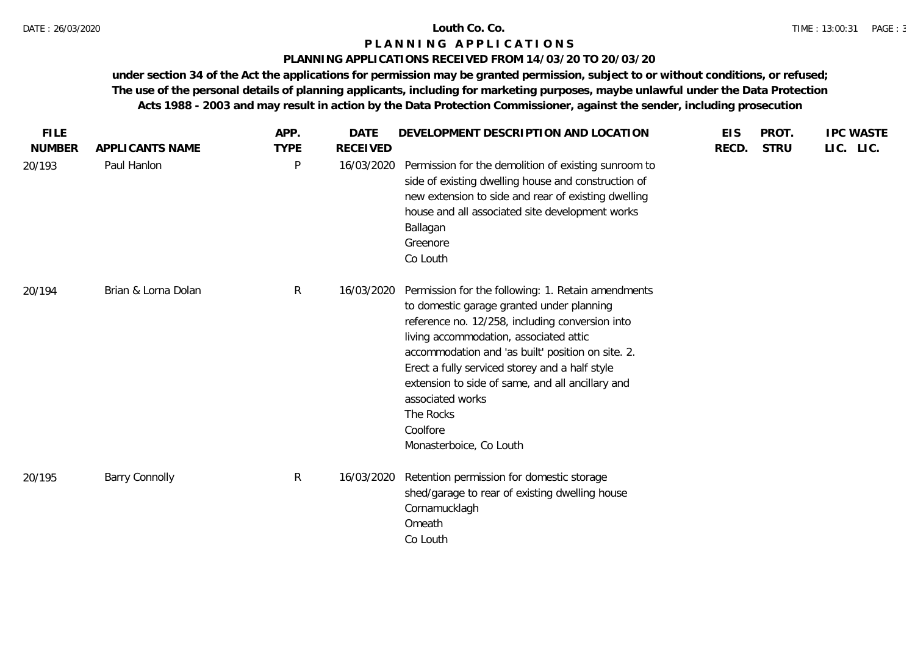**Louth Co. Co.**

# P L A N N I N G   A P P L I C A T I O N S

## PLANNING APPLICATIONS RECEIVED FROM 14/03/20 TO 20/03/20

**under section 34 of the Act the applications for permission may be granted permission, subject to or without conditions, or refused; The use of the personal details of planning applicants, including for marketing purposes, maybe unlawful under the Data Protection Acts 1988 - 2003 and may result in action by the Data Protection Commissioner, against the sender, including prosecution**

| FILE NUMBER | APPLICANTS NAME | APP. TYPE | DATE RECEIVED | DEVELOPMENT DESCRIPTION AND LOCATION | EIS RECD. | PROT. STRU | IPC LIC. | WASTE LIC. |
|---|---|---|---|---|---|---|---|---|
| 20/193 | Paul Hanlon | P | 16/03/2020 | Permission for the demolition of existing sunroom to side of existing dwelling house and construction of new extension to side and rear of existing dwelling house and all associated site development works<br>Ballagan<br>Greenore<br>Co Louth | | | | |
| 20/194 | Brian & Lorna Dolan | R | 16/03/2020 | Permission for the following: 1. Retain amendments to domestic garage granted under planning reference no. 12/258, including conversion into living accommodation, associated attic accommodation and 'as built' position on site. 2. Erect a fully serviced storey and a half style extension to side of same, and all ancillary and associated works<br>The Rocks<br>Coolfore<br>Monasterboice, Co Louth | | | | |
| 20/195 | Barry Connolly | R | 16/03/2020 | Retention permission for domestic storage shed/garage to rear of existing dwelling house<br>Cornamucklagh<br>Omeath<br>Co Louth | | | | |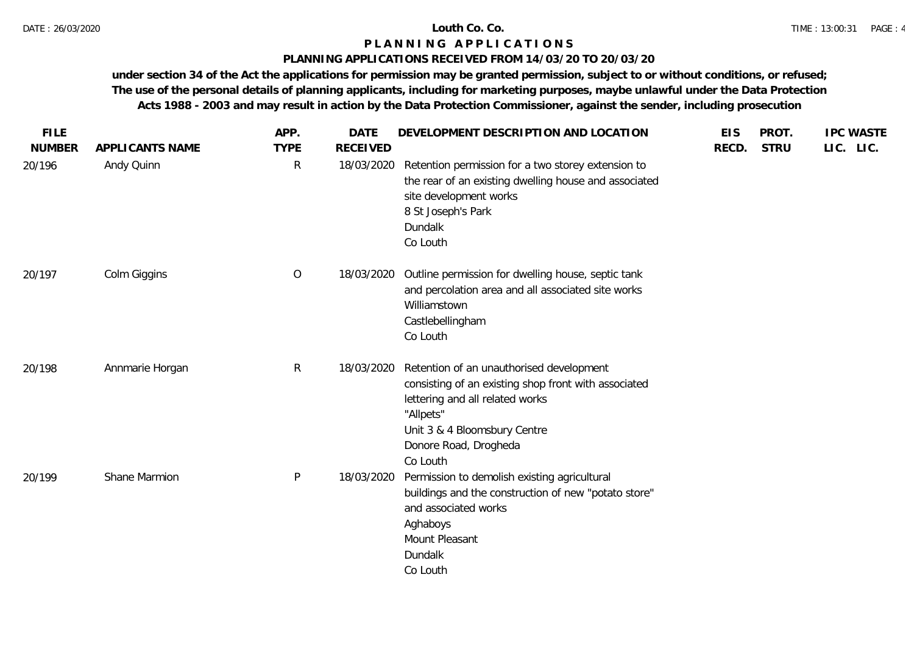**Louth Co. Co.**

# P L A N N I N G  A P P L I C A T I O N S

## PLANNING APPLICATIONS RECEIVED FROM 14/03/20 TO 20/03/20

**under section 34 of the Act the applications for permission may be granted permission, subject to or without conditions, or refused; The use of the personal details of planning applicants, including for marketing purposes, maybe unlawful under the Data Protection Acts 1988 - 2003 and may result in action by the Data Protection Commissioner, against the sender, including prosecution**

| FILE NUMBER | APPLICANTS NAME | APP. TYPE | DATE RECEIVED | DEVELOPMENT DESCRIPTION AND LOCATION | EIS RECD. | PROT. STRU | IPC LIC. | WASTE LIC. |
|---|---|---|---|---|---|---|---|---|
| 20/196 | Andy Quinn | R | 18/03/2020 | Retention permission for a two storey extension to the rear of an existing dwelling house and associated site development works<br>8 St Joseph's Park<br>Dundalk<br>Co Louth | | | | |
| 20/197 | Colm Giggins | O | 18/03/2020 | Outline permission for dwelling house, septic tank and percolation area and all associated site works<br>Williamstown<br>Castlebellingham<br>Co Louth | | | | |
| 20/198 | Annmarie Horgan | R | 18/03/2020 | Retention of an unauthorised development consisting of an existing shop front with associated lettering and all related works<br>"Allpets"<br>Unit 3 & 4 Bloomsbury Centre<br>Donore Road, Drogheda<br>Co Louth | | | | |
| 20/199 | Shane Marmion | P | 18/03/2020 | Permission to demolish existing agricultural buildings and the construction of new "potato store" and associated works<br>Aghaboys<br>Mount Pleasant<br>Dundalk<br>Co Louth | | | | |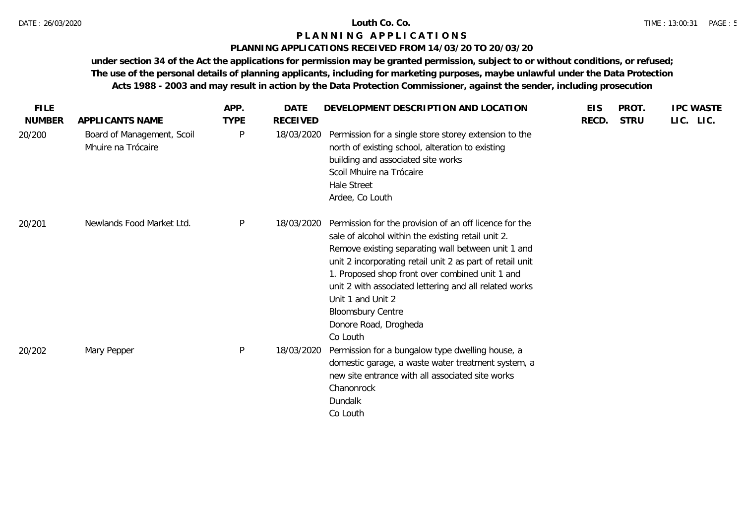# Louth Co. Co.

## P L A N N I N G   A P P L I C A T I O N S

### PLANNING APPLICATIONS RECEIVED FROM 14/03/20 TO 20/03/20

**under section 34 of the Act the applications for permission may be granted permission, subject to or without conditions, or refused; The use of the personal details of planning applicants, including for marketing purposes, maybe unlawful under the Data Protection Acts 1988 - 2003 and may result in action by the Data Protection Commissioner, against the sender, including prosecution**

| FILE NUMBER | APPLICANTS NAME | APP. TYPE | DATE RECEIVED | DEVELOPMENT DESCRIPTION AND LOCATION | EIS RECD. | PROT. STRU | IPC LIC. | WASTE LIC. |
|---|---|---|---|---|---|---|---|---|
| 20/200 | Board of Management, Scoil Mhuire na Trócaire | P | 18/03/2020 | Permission for a single store storey extension to the north of existing school, alteration to existing building and associated site works<br>Scoil Mhuire na Trócaire<br>Hale Street<br>Ardee, Co Louth | | | | |
| 20/201 | Newlands Food Market Ltd. | P | 18/03/2020 | Permission for the provision of an off licence for the sale of alcohol within the existing retail unit 2. Remove existing separating wall between unit 1 and unit 2 incorporating retail unit 2 as part of retail unit 1. Proposed shop front over combined unit 1 and unit 2 with associated lettering and all related works<br>Unit 1 and Unit 2<br>Bloomsbury Centre<br>Donore Road, Drogheda<br>Co Louth | | | | |
| 20/202 | Mary Pepper | P | 18/03/2020 | Permission for a bungalow type dwelling house, a domestic garage, a waste water treatment system, a new site entrance with all associated site works<br>Chanonrock<br>Dundalk<br>Co Louth | | | | |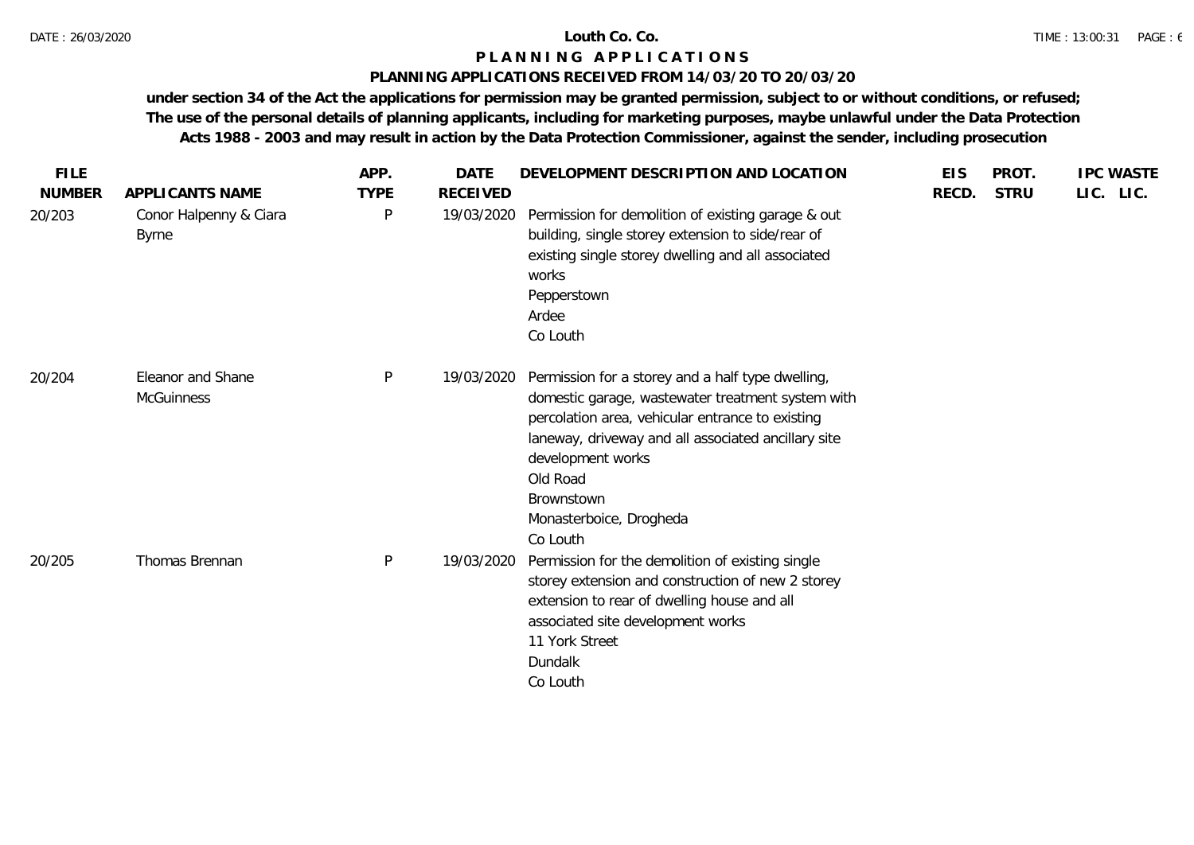# Louth Co. Co.

## PLANNING APPLICATIONS

### PLANNING APPLICATIONS RECEIVED FROM 14/03/20 TO 20/03/20

**under section 34 of the Act the applications for permission may be granted permission, subject to or without conditions, or refused; The use of the personal details of planning applicants, including for marketing purposes, maybe unlawful under the Data Protection Acts 1988 - 2003 and may result in action by the Data Protection Commissioner, against the sender, including prosecution**

| FILE NUMBER | APPLICANTS NAME | APP. TYPE | DATE RECEIVED | DEVELOPMENT DESCRIPTION AND LOCATION | EIS RECD. | PROT. STRU | IPC LIC. | WASTE LIC. |
|---|---|---|---|---|---|---|---|---|
| 20/203 | Conor Halpenny & Ciara Byrne | P | 19/03/2020 | Permission for demolition of existing garage & out building, single storey extension to side/rear of existing single storey dwelling and all associated works<br>Pepperstown<br>Ardee<br>Co Louth | | | | |
| 20/204 | Eleanor and Shane McGuinness | P | 19/03/2020 | Permission for a storey and a half type dwelling, domestic garage, wastewater treatment system with percolation area, vehicular entrance to existing laneway, driveway and all associated ancillary site development works<br>Old Road<br>Brownstown<br>Monasterboice, Drogheda<br>Co Louth | | | | |
| 20/205 | Thomas Brennan | P | 19/03/2020 | Permission for the demolition of existing single storey extension and construction of new 2 storey extension to rear of dwelling house and all associated site development works<br>11 York Street<br>Dundalk<br>Co Louth | | | | |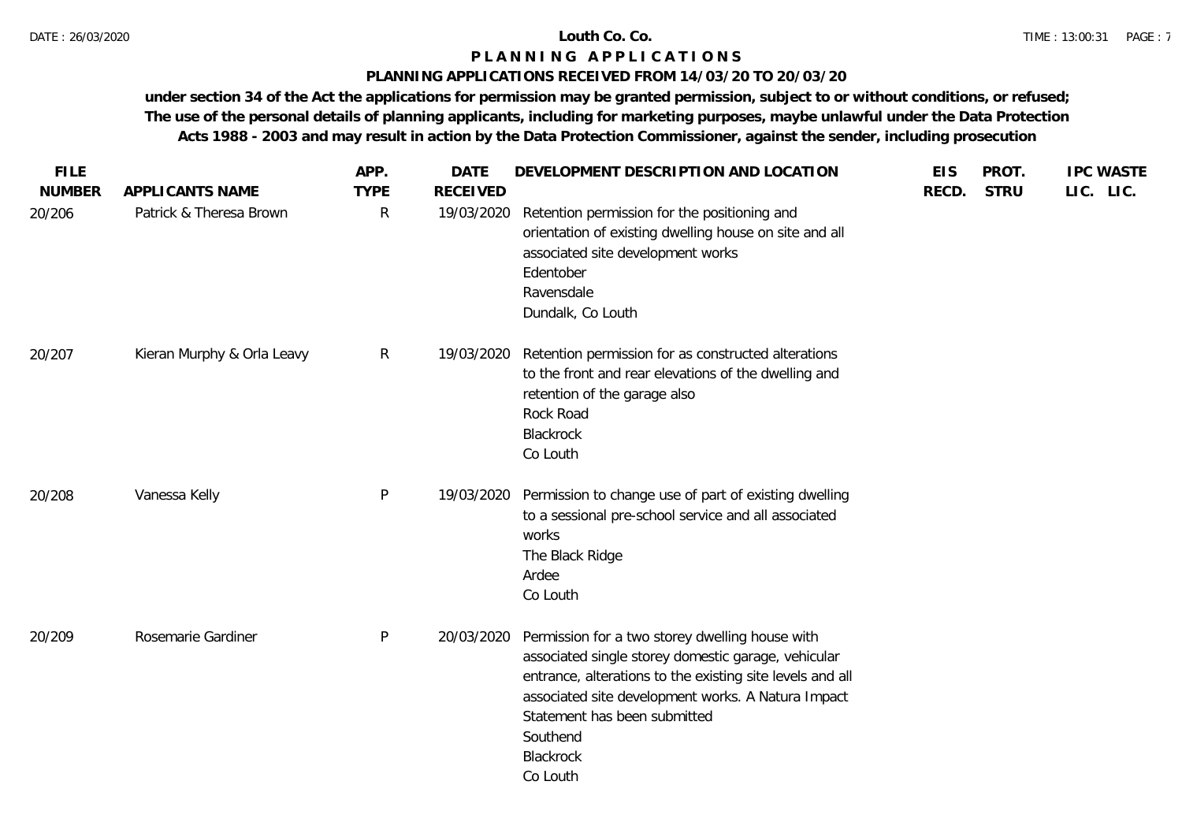**Louth Co. Co.**

**P L A N N I N G   A P P L I C A T I O N S**

**PLANNING APPLICATIONS RECEIVED FROM 14/03/20 TO 20/03/20**

**under section 34 of the Act the applications for permission may be granted permission, subject to or without conditions, or refused; The use of the personal details of planning applicants, including for marketing purposes, maybe unlawful under the Data Protection Acts 1988 - 2003 and may result in action by the Data Protection Commissioner, against the sender, including prosecution**

| FILE NUMBER | APPLICANTS NAME | APP. TYPE | DATE RECEIVED | DEVELOPMENT DESCRIPTION AND LOCATION | EIS RECD. | PROT. STRU | IPC LIC. | WASTE LIC. |
|---|---|---|---|---|---|---|---|---|
| 20/206 | Patrick & Theresa Brown | R | 19/03/2020 | Retention permission for the positioning and orientation of existing dwelling house on site and all associated site development works<br>Edentober<br>Ravensdale<br>Dundalk, Co Louth | | | | |
| 20/207 | Kieran Murphy & Orla Leavy | R | 19/03/2020 | Retention permission for as constructed alterations to the front and rear elevations of the dwelling and retention of the garage also<br>Rock Road<br>Blackrock<br>Co Louth | | | | |
| 20/208 | Vanessa Kelly | P | 19/03/2020 | Permission to change use of part of existing dwelling to a sessional pre-school service and all associated works<br>The Black Ridge<br>Ardee<br>Co Louth | | | | |
| 20/209 | Rosemarie Gardiner | P | 20/03/2020 | Permission for a two storey dwelling house with associated single storey domestic garage, vehicular entrance, alterations to the existing site levels and all associated site development works. A Natura Impact Statement has been submitted<br>Southend<br>Blackrock<br>Co Louth | | | | |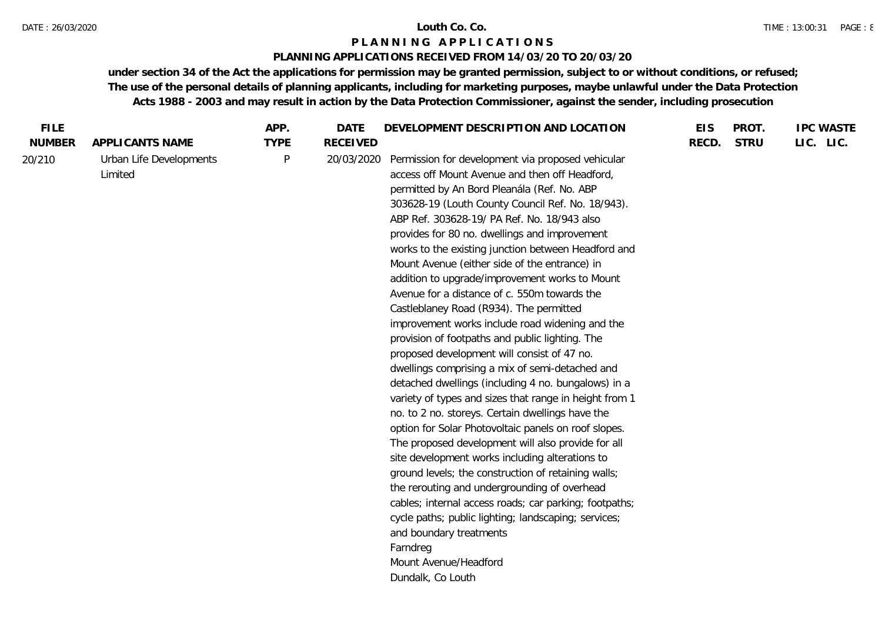**Louth Co. Co.**

**P L A N N I N G A P P L I C A T I O N S**

**PLANNING APPLICATIONS RECEIVED FROM 14/03/20 TO 20/03/20**

**under section 34 of the Act the applications for permission may be granted permission, subject to or without conditions, or refused; The use of the personal details of planning applicants, including for marketing purposes, maybe unlawful under the Data Protection Acts 1988 - 2003 and may result in action by the Data Protection Commissioner, against the sender, including prosecution**

| FILE NUMBER | APPLICANTS NAME | APP. TYPE | DATE RECEIVED | DEVELOPMENT DESCRIPTION AND LOCATION | EIS RECD. | PROT. STRU | IPC LIC. | WASTE LIC. |
|---|---|---|---|---|---|---|---|---|
| 20/210 | Urban Life Developments Limited | P | 20/03/2020 | Permission for development via proposed vehicular access off Mount Avenue and then off Headford, permitted by An Bord Pleanála (Ref. No. ABP 303628-19 (Louth County Council Ref. No. 18/943). ABP Ref. 303628-19/ PA Ref. No. 18/943 also provides for 80 no. dwellings and improvement works to the existing junction between Headford and Mount Avenue (either side of the entrance) in addition to upgrade/improvement works to Mount Avenue for a distance of c. 550m towards the Castleblaney Road (R934). The permitted improvement works include road widening and the provision of footpaths and public lighting. The proposed development will consist of 47 no. dwellings comprising a mix of semi-detached and detached dwellings (including 4 no. bungalows) in a variety of types and sizes that range in height from 1 no. to 2 no. storeys. Certain dwellings have the option for Solar Photovoltaic panels on roof slopes. The proposed development will also provide for all site development works including alterations to ground levels; the construction of retaining walls; the rerouting and undergrounding of overhead cables; internal access roads; car parking; footpaths; cycle paths; public lighting; landscaping; services; and boundary treatments<br>Farndreg<br>Mount Avenue/Headford<br>Dundalk, Co Louth | | | | |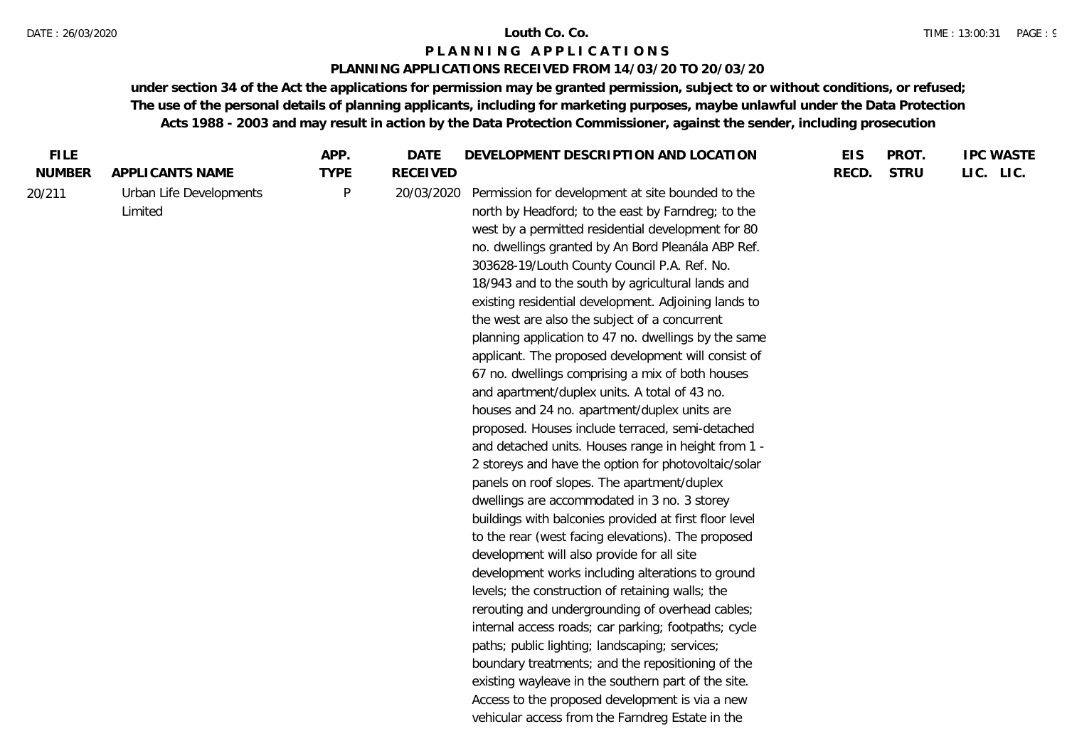**Louth Co. Co.**

**P L A N N I N G A P P L I C A T I O N S**

**PLANNING APPLICATIONS RECEIVED FROM 14/03/20 TO 20/03/20**

**under section 34 of the Act the applications for permission may be granted permission, subject to or without conditions, or refused; The use of the personal details of planning applicants, including for marketing purposes, maybe unlawful under the Data Protection Acts 1988 - 2003 and may result in action by the Data Protection Commissioner, against the sender, including prosecution**

| FILE NUMBER | APPLICANTS NAME | APP. TYPE | DATE RECEIVED | DEVELOPMENT DESCRIPTION AND LOCATION | EIS RECD. | PROT. STRU | IPC LIC. | WASTE LIC. |
|---|---|---|---|---|---|---|---|---|
| 20/211 | Urban Life Developments Limited | P | 20/03/2020 | Permission for development at site bounded to the north by Headford; to the east by Farndreg; to the west by a permitted residential development for 80 no. dwellings granted by An Bord Pleanála ABP Ref. 303628-19/Louth County Council P.A. Ref. No. 18/943 and to the south by agricultural lands and existing residential development. Adjoining lands to the west are also the subject of a concurrent planning application to 47 no. dwellings by the same applicant. The proposed development will consist of 67 no. dwellings comprising a mix of both houses and apartment/duplex units. A total of 43 no. houses and 24 no. apartment/duplex units are proposed. Houses include terraced, semi-detached and detached units. Houses range in height from 1 - 2 storeys and have the option for photovoltaic/solar panels on roof slopes. The apartment/duplex dwellings are accommodated in 3 no. 3 storey buildings with balconies provided at first floor level to the rear (west facing elevations). The proposed development will also provide for all site development works including alterations to ground levels; the construction of retaining walls; the rerouting and undergrounding of overhead cables; internal access roads; car parking; footpaths; cycle paths; public lighting; landscaping; services; boundary treatments; and the repositioning of the existing wayleave in the southern part of the site. Access to the proposed development is via a new vehicular access from the Farndreg Estate in the | | | | |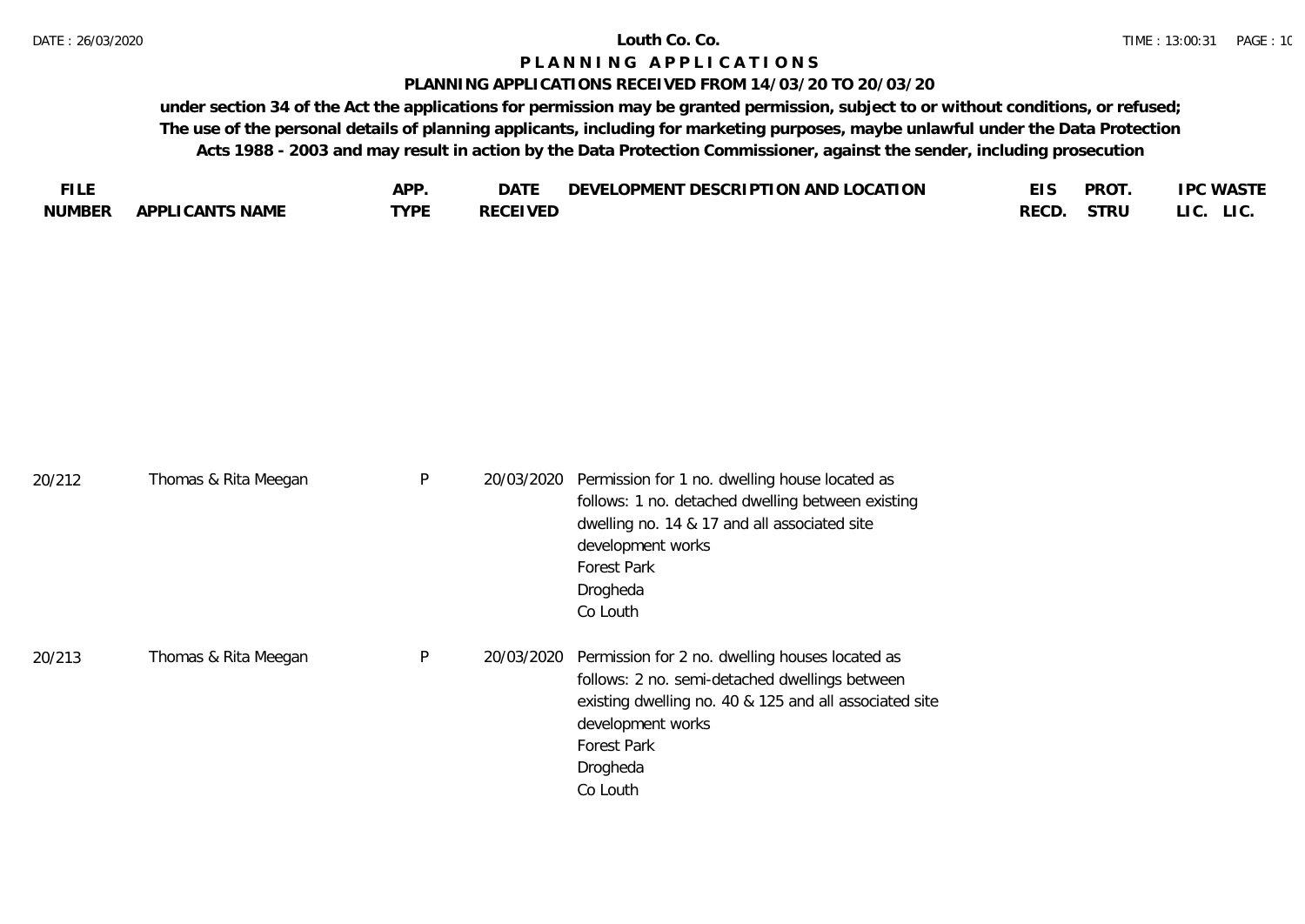**Louth Co. Co.**

# P L A N N I N G   A P P L I C A T I O N S

## PLANNING APPLICATIONS RECEIVED FROM 14/03/20 TO 20/03/20

**under section 34 of the Act the applications for permission may be granted permission, subject to or without conditions, or refused; The use of the personal details of planning applicants, including for marketing purposes, maybe unlawful under the Data Protection Acts 1988 - 2003 and may result in action by the Data Protection Commissioner, against the sender, including prosecution**

| FILE NUMBER | APPLICANTS NAME | APP. TYPE | DATE RECEIVED | DEVELOPMENT DESCRIPTION AND LOCATION | EIS RECD. | PROT. STRU | IPC LIC. | WASTE LIC. |
|---|---|---|---|---|---|---|---|---|
| 20/212 | Thomas & Rita Meegan | P | 20/03/2020 | Permission for 1 no. dwelling house located as follows: 1 no. detached dwelling between existing dwelling no. 14 & 17 and all associated site development works<br>Forest Park<br>Drogheda<br>Co Louth | | | | |
| 20/213 | Thomas & Rita Meegan | P | 20/03/2020 | Permission for 2 no. dwelling houses located as follows: 2 no. semi-detached dwellings between existing dwelling no. 40 & 125 and all associated site development works<br>Forest Park<br>Drogheda<br>Co Louth | | | | |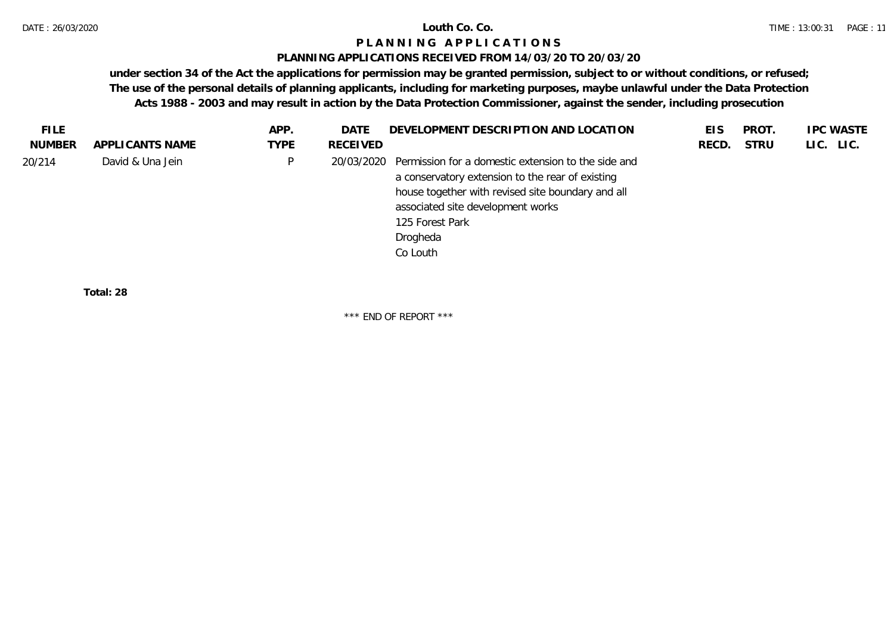# Louth Co. Co.

## PLANNING APPLICATIONS

### PLANNING APPLICATIONS RECEIVED FROM 14/03/20 TO 20/03/20

**under section 34 of the Act the applications for permission may be granted permission, subject to or without conditions, or refused; The use of the personal details of planning applicants, including for marketing purposes, maybe unlawful under the Data Protection Acts 1988 - 2003 and may result in action by the Data Protection Commissioner, against the sender, including prosecution**

| FILE NUMBER | APPLICANTS NAME | APP. TYPE | DATE RECEIVED | DEVELOPMENT DESCRIPTION AND LOCATION | EIS RECD. | PROT. STRU | IPC LIC. | WASTE LIC. |
|---|---|---|---|---|---|---|---|---|
| 20/214 | David & Una Jein | P | 20/03/2020 | Permission for a domestic extension to the side and a conservatory extension to the rear of existing house together with revised site boundary and all associated site development works 125 Forest Park Drogheda Co Louth | | | | |

**Total: 28**

\*\*\* END OF REPORT \*\*\*